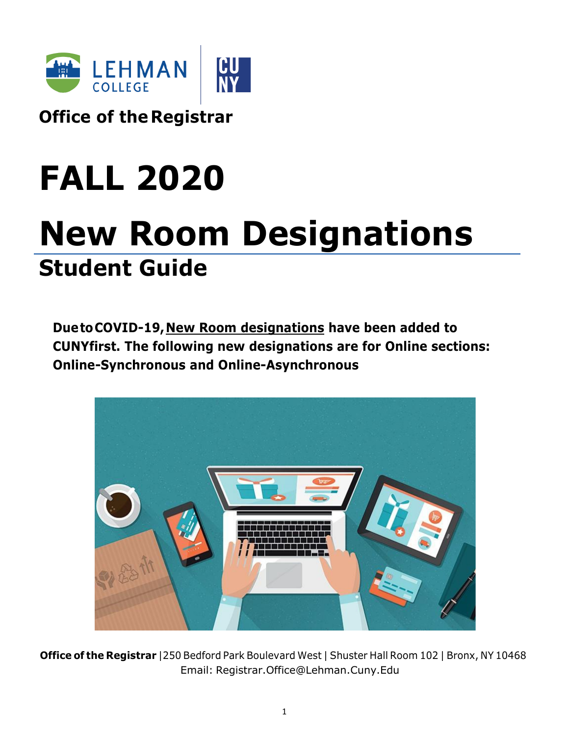Office of the Registrar

# FALL 2020

# New Room Designations

## Student Guide

**Due to COVID-19, New Room designations have been added to CUNYfirst. The following new designations are for Online sections: Online-Synchronous and Online-Asynchronous**

**Office of the Registrar** | 250 Bedford Park Boulevard West | Shuster Hall Room 102 | Bronx, NY 10468
Email: Registrar.Office@Lehman.Cuny.Edu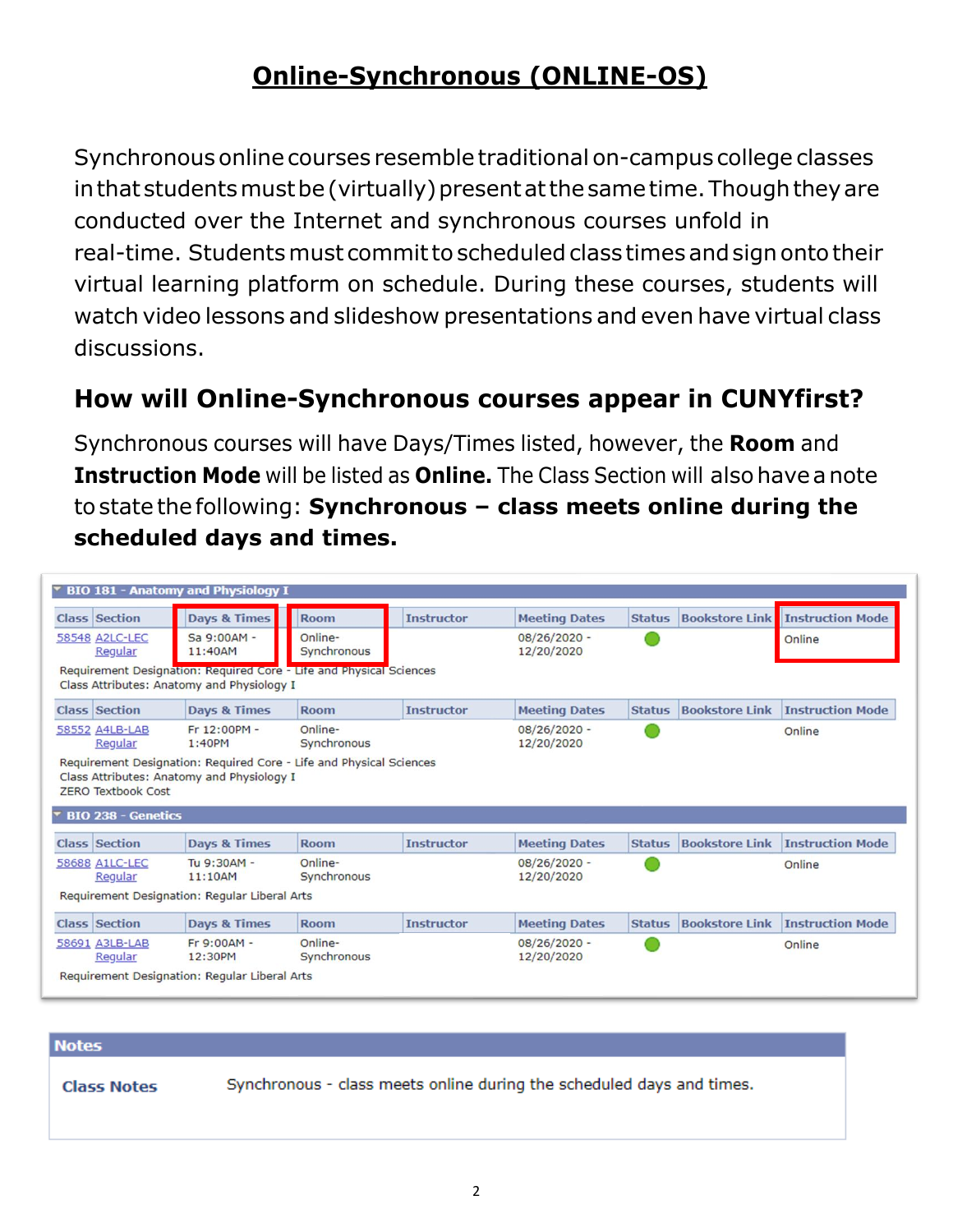# Online-Synchronous (ONLINE-OS)

Synchronous online courses resemble traditional on-campus college classes in that students must be (virtually) present at the same time. Though they are conducted over the Internet and synchronous courses unfold in real-time. Students must commit to scheduled class times and sign onto their virtual learning platform on schedule. During these courses, students will watch video lessons and slideshow presentations and even have virtual class discussions.

## How will Online-Synchronous courses appear in CUNYfirst?

Synchronous courses will have Days/Times listed, however, the **Room** and **Instruction Mode** will be listed as **Online.** The Class Section will also have a note to state the following: **Synchronous – class meets online during the scheduled days and times.**

**BIO 181 - Anatomy and Physiology I**

| Class | Section | Days & Times | Room | Instructor | Meeting Dates | Status | Bookstore Link | Instruction Mode |
|---|---|---|---|---|---|---|---|---|
| 58548 | A2LC-LEC Regular | Sa 9:00AM - 11:40AM | Online-Synchronous | | 08/26/2020 - 12/20/2020 | | | Online |

Requirement Designation: Required Core - Life and Physical Sciences
Class Attributes: Anatomy and Physiology I

| Class | Section | Days & Times | Room | Instructor | Meeting Dates | Status | Bookstore Link | Instruction Mode |
|---|---|---|---|---|---|---|---|---|
| 58552 | A4LB-LAB Regular | Fr 12:00PM - 1:40PM | Online-Synchronous | | 08/26/2020 - 12/20/2020 | | | Online |

Requirement Designation: Required Core - Life and Physical Sciences
Class Attributes: Anatomy and Physiology I
ZERO Textbook Cost

**BIO 238 - Genetics**

| Class | Section | Days & Times | Room | Instructor | Meeting Dates | Status | Bookstore Link | Instruction Mode |
|---|---|---|---|---|---|---|---|---|
| 58688 | A1LC-LEC Regular | Tu 9:30AM - 11:10AM | Online-Synchronous | | 08/26/2020 - 12/20/2020 | | | Online |

Requirement Designation: Regular Liberal Arts

| Class | Section | Days & Times | Room | Instructor | Meeting Dates | Status | Bookstore Link | Instruction Mode |
|---|---|---|---|---|---|---|---|---|
| 58691 | A3LB-LAB Regular | Fr 9:00AM - 12:30PM | Online-Synchronous | | 08/26/2020 - 12/20/2020 | | | Online |

Requirement Designation: Regular Liberal Arts

**Notes**

| Class Notes | Synchronous - class meets online during the scheduled days and times. |
|---|---|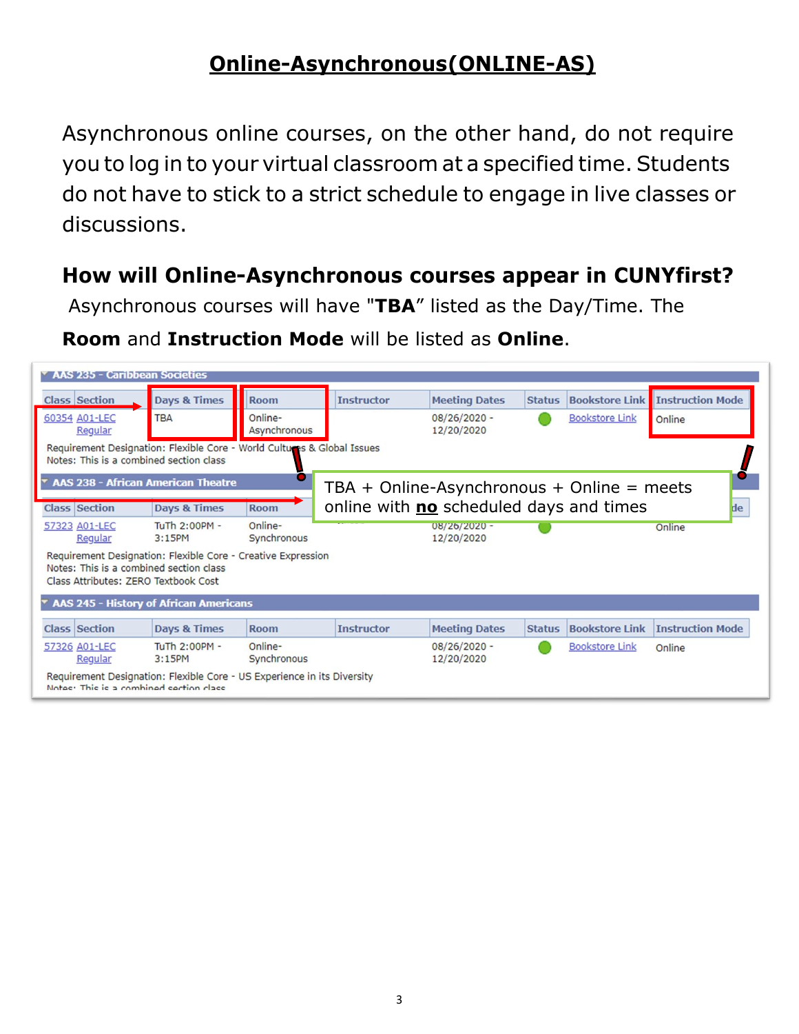## Online-Asynchronous(ONLINE-AS)

Asynchronous online courses, on the other hand, do not require you to log in to your virtual classroom at a specified time. Students do not have to stick to a strict schedule to engage in live classes or discussions.

**How will Online-Asynchronous courses appear in CUNYfirst?**

Asynchronous courses will have "**TBA**" listed as the Day/Time. The **Room** and **Instruction Mode** will be listed as **Online**.

**AAS 235 - Caribbean Societies**

| Class | Section | Days & Times | Room | Instructor | Meeting Dates | Status | Bookstore Link | Instruction Mode |
|---|---|---|---|---|---|---|---|---|
| 60354 | A01-LEC Regular | TBA | Online-Asynchronous | | 08/26/2020 - 12/20/2020 | ● | Bookstore Link | Online |

Requirement Designation: Flexible Core - World Cultures & Global Issues
Notes: This is a combined section class

TBA + Online-Asynchronous + Online = meets online with **no** scheduled days and times

**AAS 238 - African American Theatre**

| Class | Section | Days & Times | Room | Instructor | Meeting Dates | Status | Bookstore Link | Instruction Mode |
|---|---|---|---|---|---|---|---|---|
| 57323 | A01-LEC Regular | TuTh 2:00PM - 3:15PM | Online-Synchronous | | 08/26/2020 - 12/20/2020 | ● | | Online |

Requirement Designation: Flexible Core - Creative Expression
Notes: This is a combined section class
Class Attributes: ZERO Textbook Cost

**AAS 245 - History of African Americans**

| Class | Section | Days & Times | Room | Instructor | Meeting Dates | Status | Bookstore Link | Instruction Mode |
|---|---|---|---|---|---|---|---|---|
| 57326 | A01-LEC Regular | TuTh 2:00PM - 3:15PM | Online-Synchronous | | 08/26/2020 - 12/20/2020 | ● | Bookstore Link | Online |

Requirement Designation: Flexible Core - US Experience in its Diversity
Notes: This is a combined section class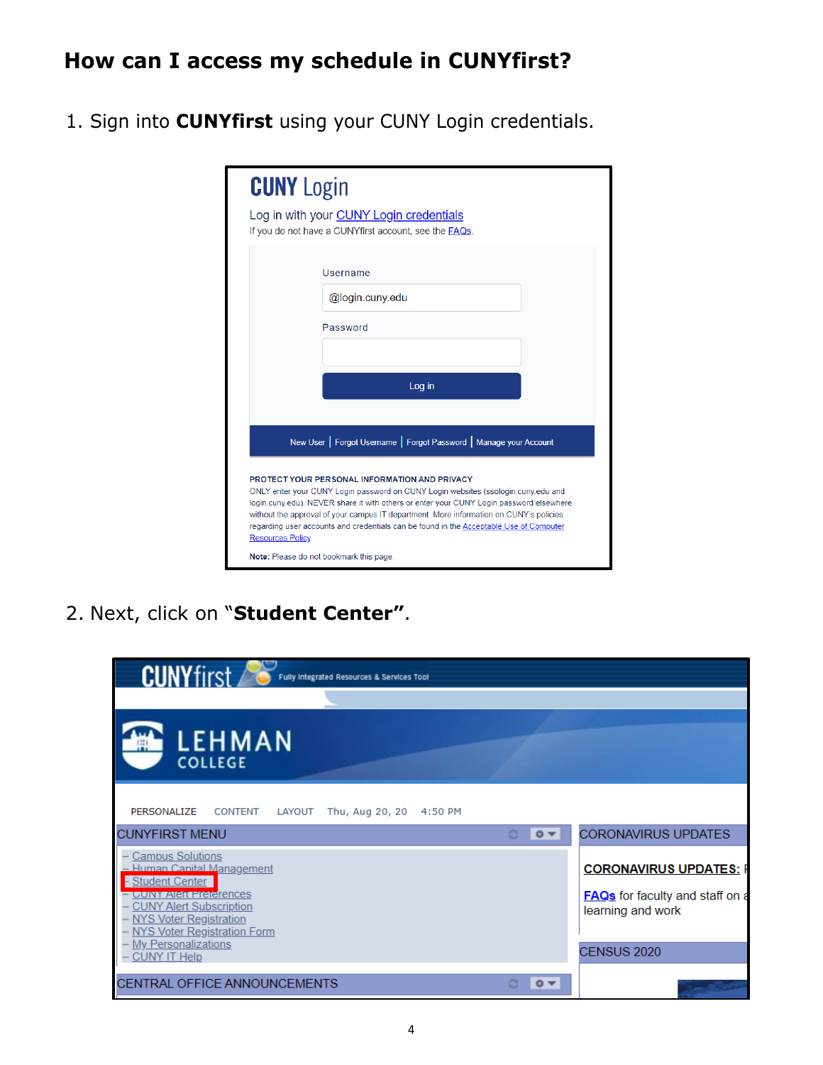## How can I access my schedule in CUNYfirst?

1. Sign into **CUNYfirst** using your CUNY Login credentials.

2. Next, click on "**Student Center**".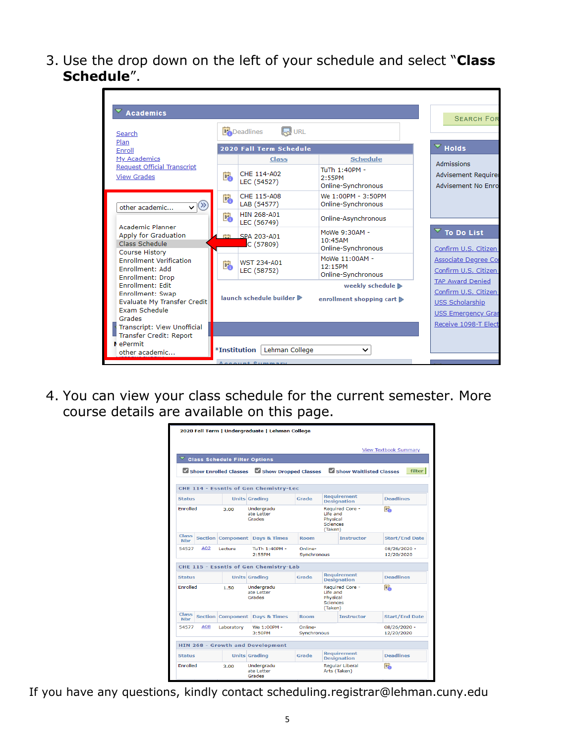3. Use the drop down on the left of your schedule and select "**Class Schedule**".

4. You can view your class schedule for the current semester. More course details are available on this page.

If you have any questions, kindly contact scheduling.registrar@lehman.cuny.edu